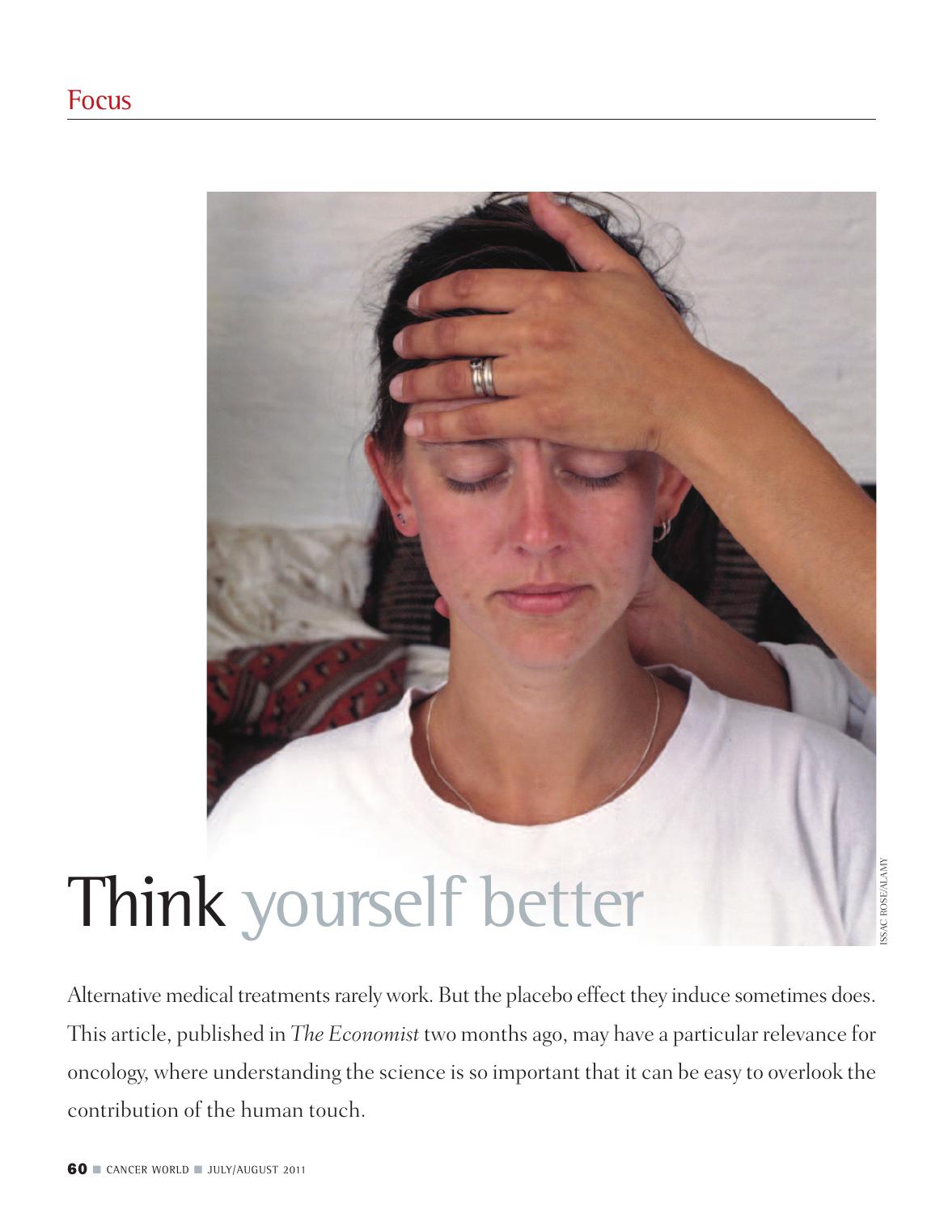Focus

# Think yourself better

Alternative medical treatments rarely work. But the placebo effect they induce sometimes does. This article, published in *The Economist* two months ago, may have a particular relevance for oncology, where understanding the science is so important that it can be easy to overlook the contribution of the human touch.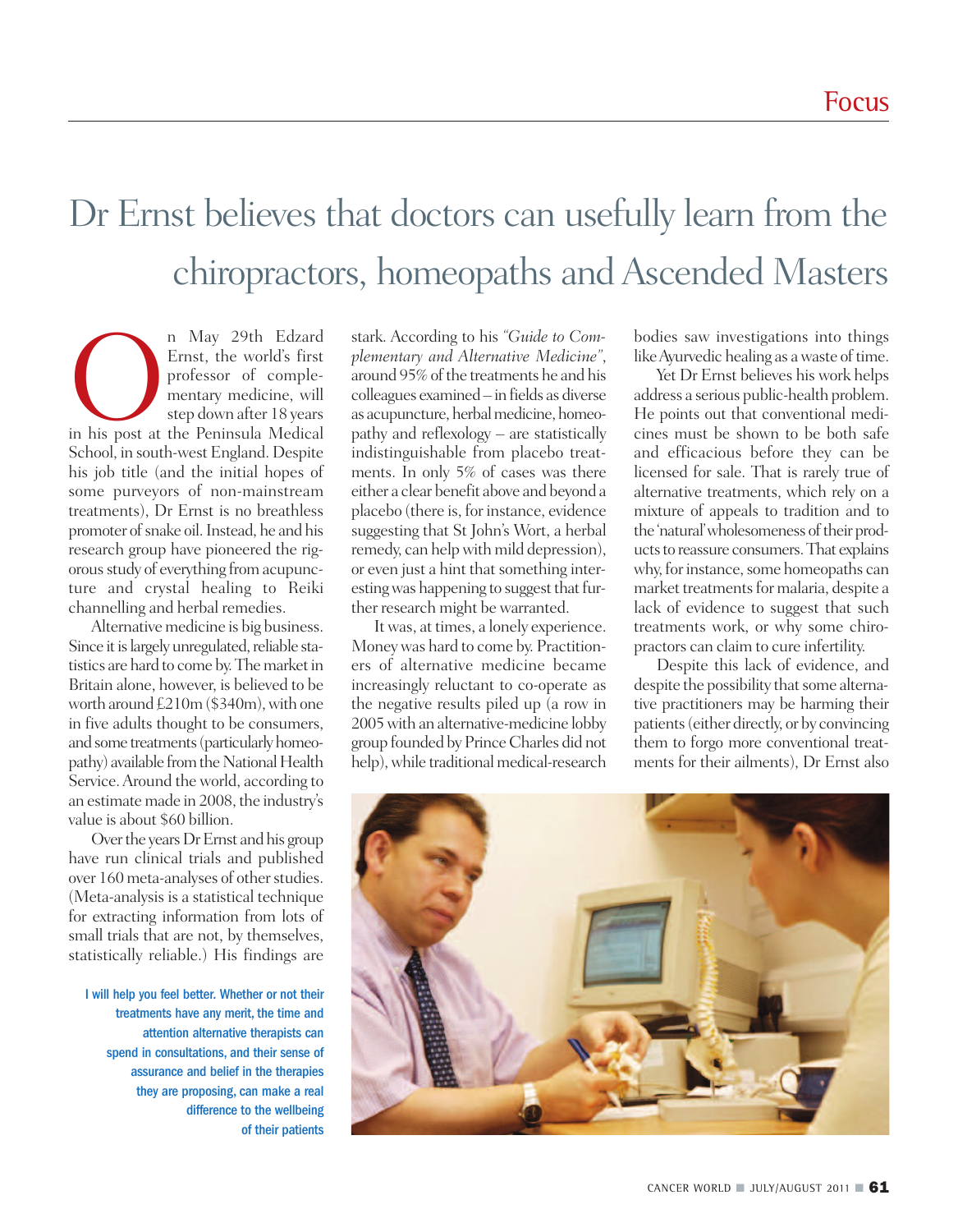# Dr Ernst believes that doctors can usefully learn from the chiropractors, homeopaths and Ascended Masters

On May 29th Edzard Ernst, the world's first professor of complementary medicine, will step down after 18 years in his post at the Peninsula Medical School, in south-west England. Despite his job title (and the initial hopes of some purveyors of non-mainstream treatments), Dr Ernst is no breathless promoter of snake oil. Instead, he and his research group have pioneered the rigorous study of everything from acupuncture and crystal healing to Reiki channelling and herbal remedies.

Alternative medicine is big business. Since it is largely unregulated, reliable statistics are hard to come by. The market in Britain alone, however, is believed to be worth around £210m ($340m), with one in five adults thought to be consumers, and some treatments (particularly homeopathy) available from the National Health Service. Around the world, according to an estimate made in 2008, the industry's value is about $60 billion.

Over the years Dr Ernst and his group have run clinical trials and published over 160 meta-analyses of other studies. (Meta-analysis is a statistical technique for extracting information from lots of small trials that are not, by themselves, statistically reliable.) His findings are stark. According to his *"Guide to Complementary and Alternative Medicine"*, around 95% of the treatments he and his colleagues examined – in fields as diverse as acupuncture, herbal medicine, homeopathy and reflexology – are statistically indistinguishable from placebo treatments. In only 5% of cases was there either a clear benefit above and beyond a placebo (there is, for instance, evidence suggesting that St John's Wort, a herbal remedy, can help with mild depression), or even just a hint that something interesting was happening to suggest that further research might be warranted.

It was, at times, a lonely experience. Money was hard to come by. Practitioners of alternative medicine became increasingly reluctant to co-operate as the negative results piled up (a row in 2005 with an alternative-medicine lobby group founded by Prince Charles did not help), while traditional medical-research bodies saw investigations into things like Ayurvedic healing as a waste of time.

Yet Dr Ernst believes his work helps address a serious public-health problem. He points out that conventional medicines must be shown to be both safe and efficacious before they can be licensed for sale. That is rarely true of alternative treatments, which rely on a mixture of appeals to tradition and to the 'natural' wholesomeness of their products to reassure consumers. That explains why, for instance, some homeopaths can market treatments for malaria, despite a lack of evidence to suggest that such treatments work, or why some chiropractors can claim to cure infertility.

Despite this lack of evidence, and despite the possibility that some alternative practitioners may be harming their patients (either directly, or by convincing them to forgo more conventional treatments for their ailments), Dr Ernst also

**I will help you feel better. Whether or not their treatments have any merit, the time and attention alternative therapists can spend in consultations, and their sense of assurance and belief in the therapies they are proposing, can make a real difference to the wellbeing of their patients**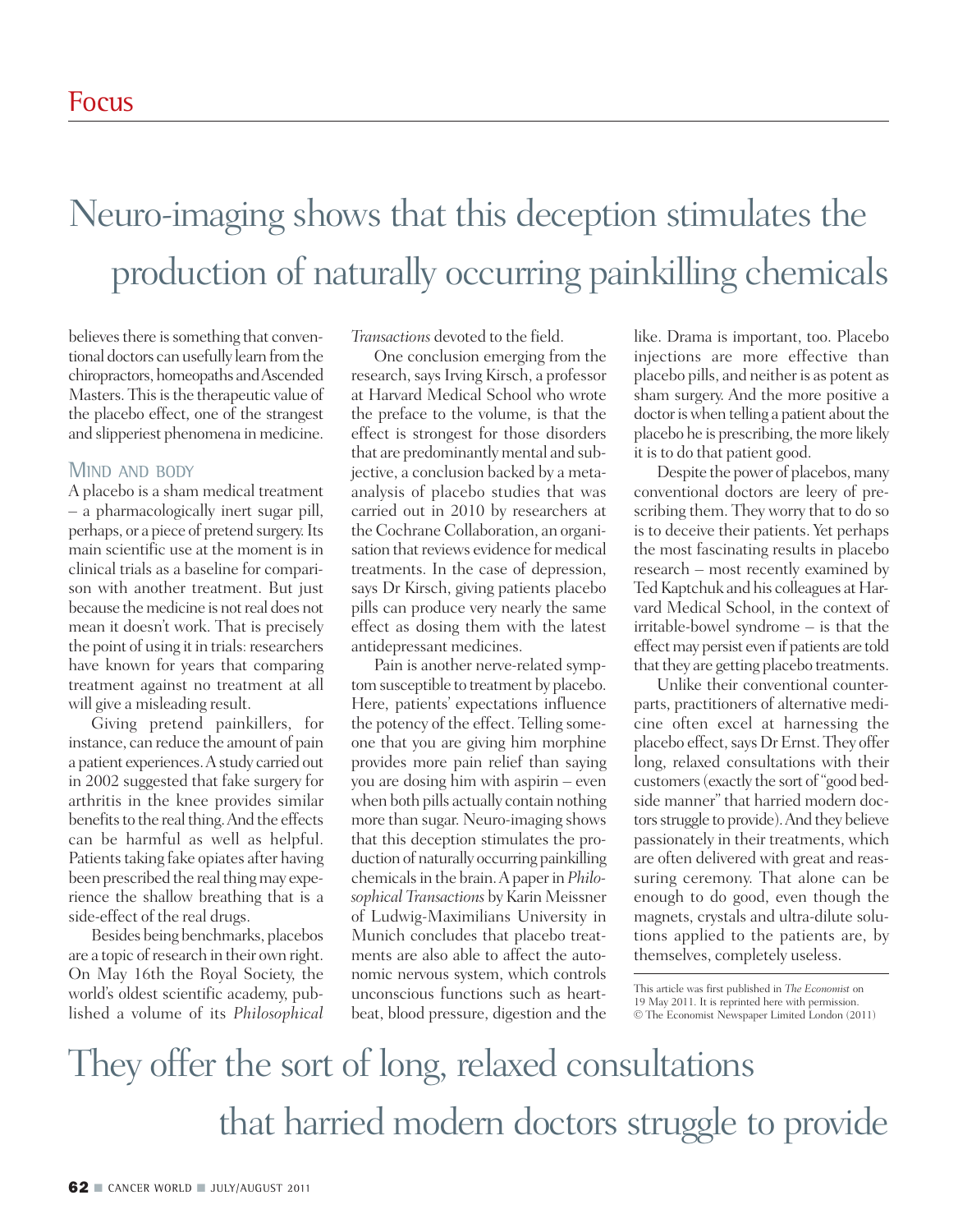Neuro-imaging shows that this deception stimulates the production of naturally occurring painkilling chemicals

believes there is something that conventional doctors can usefully learn from the chiropractors, homeopaths and Ascended Masters. This is the therapeutic value of the placebo effect, one of the strangest and slipperiest phenomena in medicine.

## Mind and body

A placebo is a sham medical treatment – a pharmacologically inert sugar pill, perhaps, or a piece of pretend surgery. Its main scientific use at the moment is in clinical trials as a baseline for comparison with another treatment. But just because the medicine is not real does not mean it doesn't work. That is precisely the point of using it in trials: researchers have known for years that comparing treatment against no treatment at all will give a misleading result.

Giving pretend painkillers, for instance, can reduce the amount of pain a patient experiences. A study carried out in 2002 suggested that fake surgery for arthritis in the knee provides similar benefits to the real thing. And the effects can be harmful as well as helpful. Patients taking fake opiates after having been prescribed the real thing may experience the shallow breathing that is a side-effect of the real drugs.

Besides being benchmarks, placebos are a topic of research in their own right. On May 16th the Royal Society, the world's oldest scientific academy, published a volume of its *Philosophical Transactions* devoted to the field.

One conclusion emerging from the research, says Irving Kirsch, a professor at Harvard Medical School who wrote the preface to the volume, is that the effect is strongest for those disorders that are predominantly mental and subjective, a conclusion backed by a meta-analysis of placebo studies that was carried out in 2010 by researchers at the Cochrane Collaboration, an organisation that reviews evidence for medical treatments. In the case of depression, says Dr Kirsch, giving patients placebo pills can produce very nearly the same effect as dosing them with the latest antidepressant medicines.

Pain is another nerve-related symptom susceptible to treatment by placebo. Here, patients' expectations influence the potency of the effect. Telling someone that you are giving him morphine provides more pain relief than saying you are dosing him with aspirin – even when both pills actually contain nothing more than sugar. Neuro-imaging shows that this deception stimulates the production of naturally occurring painkilling chemicals in the brain. A paper in *Philosophical Transactions* by Karin Meissner of Ludwig-Maximilians University in Munich concludes that placebo treatments are also able to affect the autonomic nervous system, which controls unconscious functions such as heartbeat, blood pressure, digestion and the like. Drama is important, too. Placebo injections are more effective than placebo pills, and neither is as potent as sham surgery. And the more positive a doctor is when telling a patient about the placebo he is prescribing, the more likely it is to do that patient good.

Despite the power of placebos, many conventional doctors are leery of prescribing them. They worry that to do so is to deceive their patients. Yet perhaps the most fascinating results in placebo research – most recently examined by Ted Kaptchuk and his colleagues at Harvard Medical School, in the context of irritable-bowel syndrome – is that the effect may persist even if patients are told that they are getting placebo treatments.

Unlike their conventional counterparts, practitioners of alternative medicine often excel at harnessing the placebo effect, says Dr Ernst. They offer long, relaxed consultations with their customers (exactly the sort of "good bedside manner" that harried modern doctors struggle to provide). And they believe passionately in their treatments, which are often delivered with great and reassuring ceremony. That alone can be enough to do good, even though the magnets, crystals and ultra-dilute solutions applied to the patients are, by themselves, completely useless.

This article was first published in *The Economist* on 19 May 2011. It is reprinted here with permission.
© The Economist Newspaper Limited London (2011)

They offer the sort of long, relaxed consultations that harried modern doctors struggle to provide